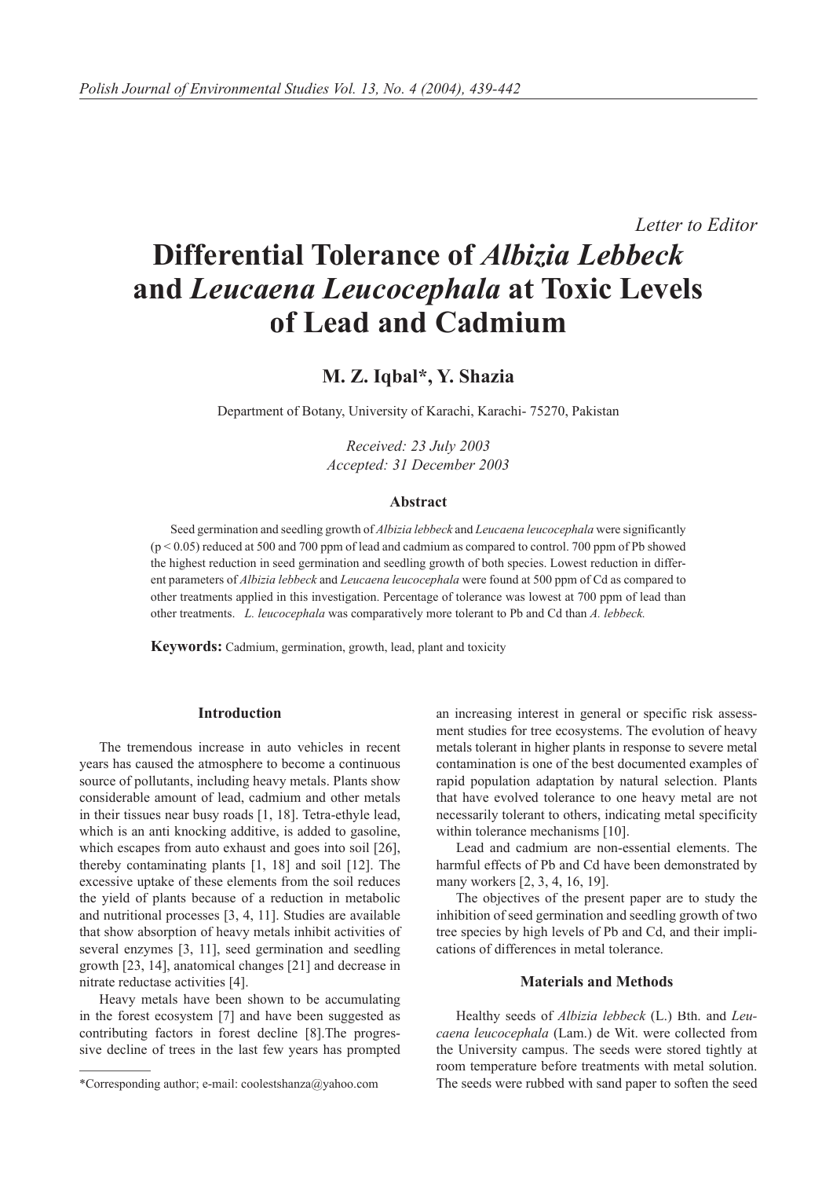Letter to Editor

# Differential Tolerance of *Albizia Lebbeck* and *Leucaena Leucocephala* at Toxic Levels of Lead and Cadmium

**M. Z. Iqbal*, Y. Shazia**

Department of Botany, University of Karachi, Karachi- 75270, Pakistan

*Received: 23 July 2003*
*Accepted: 31 December 2003*

### Abstract

Seed germination and seedling growth of *Albizia lebbeck* and *Leucaena leucocephala* were significantly ($p < 0.05$) reduced at 500 and 700 ppm of lead and cadmium as compared to control. 700 ppm of Pb showed the highest reduction in seed germination and seedling growth of both species. Lowest reduction in different parameters of *Albizia lebbeck* and *Leucaena leucocephala* were found at 500 ppm of Cd as compared to other treatments applied in this investigation. Percentage of tolerance was lowest at 700 ppm of lead than other treatments. *L. leucocephala* was comparatively more tolerant to Pb and Cd than *A. lebbeck.*

**Keywords:** Cadmium, germination, growth, lead, plant and toxicity

## Introduction

The tremendous increase in auto vehicles in recent years has caused the atmosphere to become a continuous source of pollutants, including heavy metals. Plants show considerable amount of lead, cadmium and other metals in their tissues near busy roads [1, 18]. Tetra-ethyle lead, which is an anti knocking additive, is added to gasoline, which escapes from auto exhaust and goes into soil [26], thereby contaminating plants [1, 18] and soil [12]. The excessive uptake of these elements from the soil reduces the yield of plants because of a reduction in metabolic and nutritional processes [3, 4, 11]. Studies are available that show absorption of heavy metals inhibit activities of several enzymes [3, 11], seed germination and seedling growth [23, 14], anatomical changes [21] and decrease in nitrate reductase activities [4].

Heavy metals have been shown to be accumulating in the forest ecosystem [7] and have been suggested as contributing factors in forest decline [8].The progressive decline of trees in the last few years has prompted an increasing interest in general or specific risk assessment studies for tree ecosystems. The evolution of heavy metals tolerant in higher plants in response to severe metal contamination is one of the best documented examples of rapid population adaptation by natural selection. Plants that have evolved tolerance to one heavy metal are not necessarily tolerant to others, indicating metal specificity within tolerance mechanisms [10].

Lead and cadmium are non-essential elements. The harmful effects of Pb and Cd have been demonstrated by many workers [2, 3, 4, 16, 19].

The objectives of the present paper are to study the inhibition of seed germination and seedling growth of two tree species by high levels of Pb and Cd, and their implications of differences in metal tolerance.

## Materials and Methods

Healthy seeds of *Albizia lebbeck* (L.) Bth. and *Leucaena leucocephala* (Lam.) de Wit. were collected from the University campus. The seeds were stored tightly at room temperature before treatments with metal solution. The seeds were rubbed with sand paper to soften the seed

*Corresponding author; e-mail: coolestshanza@yahoo.com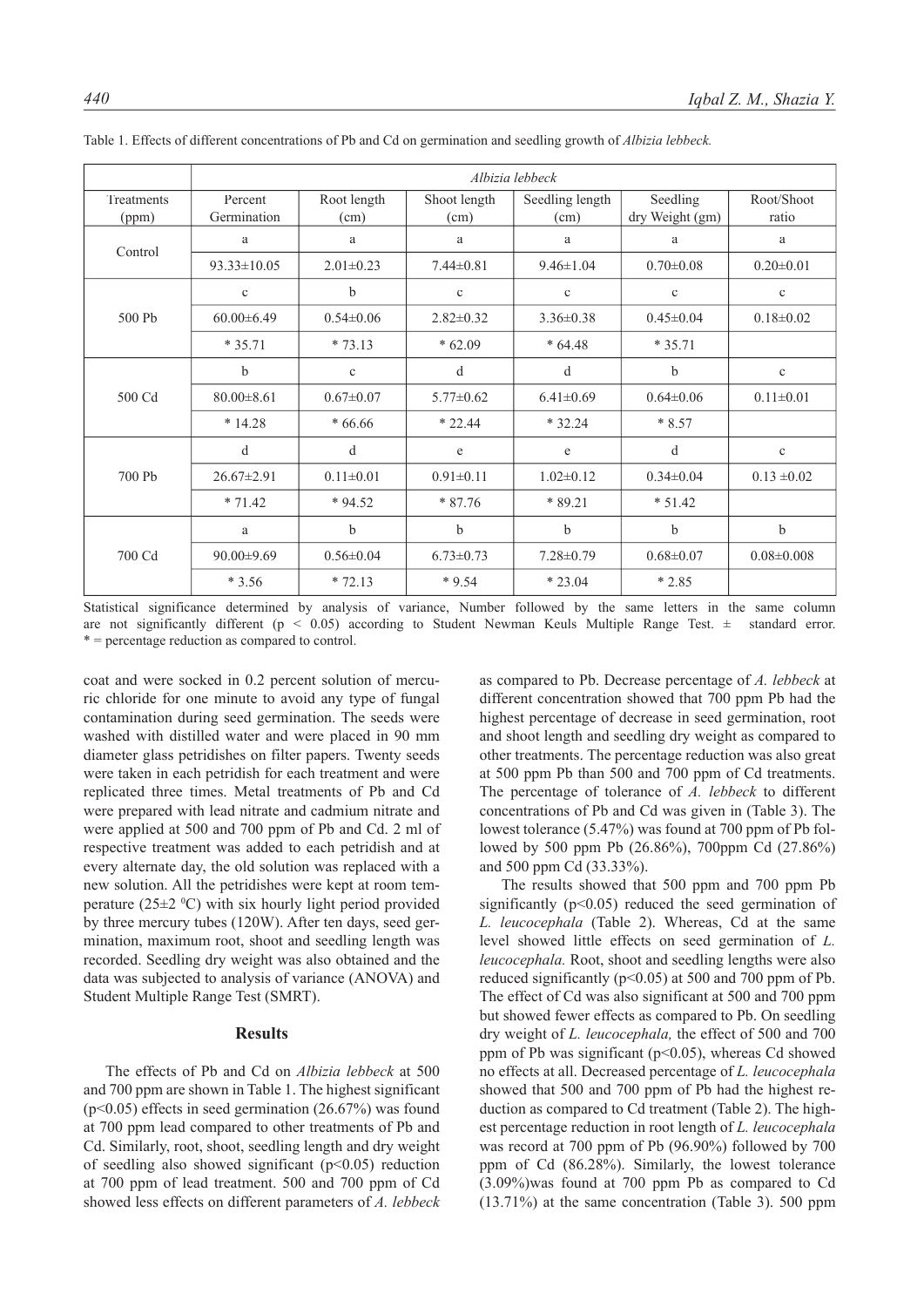Table 1. Effects of different concentrations of Pb and Cd on germination and seedling growth of *Albizia lebbeck.*

| | *Albizia lebbeck* | | | | | |
|---|---|---|---|---|---|---|
| Treatments (ppm) | Percent Germination | Root length (cm) | Shoot length (cm) | Seedling length (cm) | Seedling dry Weight (gm) | Root/Shoot ratio |
| Control | a | a | a | a | a | a |
| | 93.33±10.05 | 2.01±0.23 | 7.44±0.81 | 9.46±1.04 | 0.70±0.08 | 0.20±0.01 |
| 500 Pb | c | b | c | c | c | c |
| | 60.00±6.49 | 0.54±0.06 | 2.82±0.32 | 3.36±0.38 | 0.45±0.04 | 0.18±0.02 |
| | * 35.71 | * 73.13 | * 62.09 | * 64.48 | * 35.71 | |
| 500 Cd | b | c | d | d | b | c |
| | 80.00±8.61 | 0.67±0.07 | 5.77±0.62 | 6.41±0.69 | 0.64±0.06 | 0.11±0.01 |
| | * 14.28 | * 66.66 | * 22.44 | * 32.24 | * 8.57 | |
| 700 Pb | d | d | e | e | d | c |
| | 26.67±2.91 | 0.11±0.01 | 0.91±0.11 | 1.02±0.12 | 0.34±0.04 | 0.13 ±0.02 |
| | * 71.42 | * 94.52 | * 87.76 | * 89.21 | * 51.42 | |
| 700 Cd | a | b | b | b | b | b |
| | 90.00±9.69 | 0.56±0.04 | 6.73±0.73 | 7.28±0.79 | 0.68±0.07 | 0.08±0.008 |
| | * 3.56 | * 72.13 | * 9.54 | * 23.04 | * 2.85 | |

Statistical significance determined by analysis of variance, Number followed by the same letters in the same column are not significantly different ($p < 0.05$) according to Student Newman Keuls Multiple Range Test. ± standard error. * = percentage reduction as compared to control.

coat and were socked in 0.2 percent solution of mercuric chloride for one minute to avoid any type of fungal contamination during seed germination. The seeds were washed with distilled water and were placed in 90 mm diameter glass petridishes on filter papers. Twenty seeds were taken in each petridish for each treatment and were replicated three times. Metal treatments of Pb and Cd were prepared with lead nitrate and cadmium nitrate and were applied at 500 and 700 ppm of Pb and Cd. 2 ml of respective treatment was added to each petridish and at every alternate day, the old solution was replaced with a new solution. All the petridishes were kept at room temperature (25±2 $^0$C) with six hourly light period provided by three mercury tubes (120W). After ten days, seed germination, maximum root, shoot and seedling length was recorded. Seedling dry weight was also obtained and the data was subjected to analysis of variance (ANOVA) and Student Multiple Range Test (SMRT).

## Results

The effects of Pb and Cd on *Albizia lebbeck* at 500 and 700 ppm are shown in Table 1. The highest significant ($p<0.05$) effects in seed germination (26.67%) was found at 700 ppm lead compared to other treatments of Pb and Cd. Similarly, root, shoot, seedling length and dry weight of seedling also showed significant ($p<0.05$) reduction at 700 ppm of lead treatment. 500 and 700 ppm of Cd showed less effects on different parameters of *A. lebbeck* as compared to Pb. Decrease percentage of *A. lebbeck* at different concentration showed that 700 ppm Pb had the highest percentage of decrease in seed germination, root and shoot length and seedling dry weight as compared to other treatments. The percentage reduction was also great at 500 ppm Pb than 500 and 700 ppm of Cd treatments. The percentage of tolerance of *A. lebbeck* to different concentrations of Pb and Cd was given in (Table 3). The lowest tolerance (5.47%) was found at 700 ppm of Pb followed by 500 ppm Pb (26.86%), 700ppm Cd (27.86%) and 500 ppm Cd (33.33%).

The results showed that 500 ppm and 700 ppm Pb significantly ($p<0.05$) reduced the seed germination of *L. leucocephala* (Table 2). Whereas, Cd at the same level showed little effects on seed germination of *L. leucocephala.* Root, shoot and seedling lengths were also reduced significantly ($p<0.05$) at 500 and 700 ppm of Pb. The effect of Cd was also significant at 500 and 700 ppm but showed fewer effects as compared to Pb. On seedling dry weight of *L. leucocephala,* the effect of 500 and 700 ppm of Pb was significant ($p<0.05$), whereas Cd showed no effects at all. Decreased percentage of *L. leucocephala* showed that 500 and 700 ppm of Pb had the highest reduction as compared to Cd treatment (Table 2). The highest percentage reduction in root length of *L. leucocephala* was record at 700 ppm of Pb (96.90%) followed by 700 ppm of Cd (86.28%). Similarly, the lowest tolerance (3.09%)was found at 700 ppm Pb as compared to Cd (13.71%) at the same concentration (Table 3). 500 ppm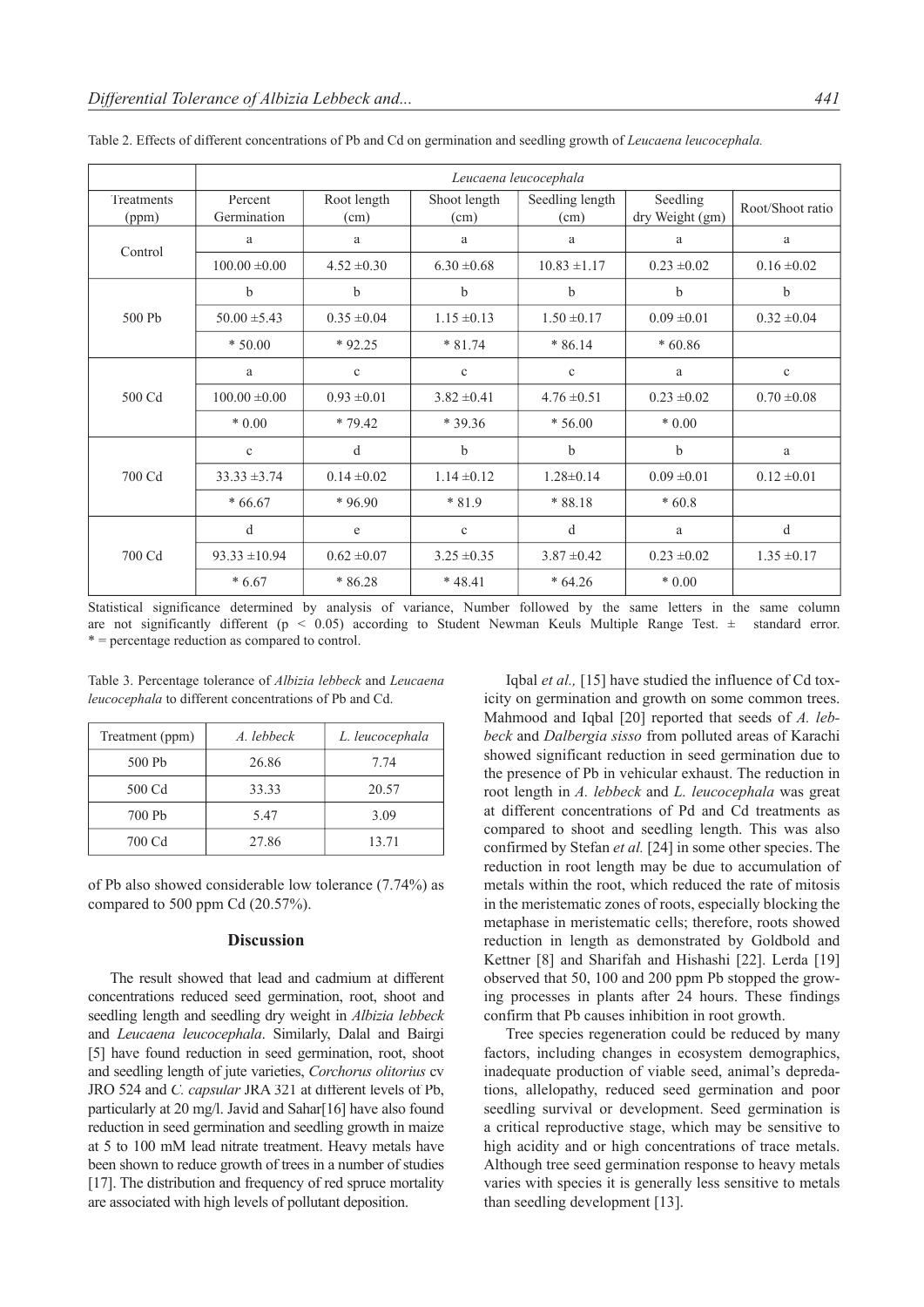Table 2. Effects of different concentrations of Pb and Cd on germination and seedling growth of *Leucaena leucocephala.*

| | *Leucaena leucocephala* | | | | | |
|---|---|---|---|---|---|---|
| Treatments (ppm) | Percent Germination | Root length (cm) | Shoot length (cm) | Seedling length (cm) | Seedling dry Weight (gm) | Root/Shoot ratio |
| Control | a | a | a | a | a | a |
| | 100.00 ±0.00 | 4.52 ±0.30 | 6.30 ±0.68 | 10.83 ±1.17 | 0.23 ±0.02 | 0.16 ±0.02 |
| 500 Pb | b | b | b | b | b | b |
| | 50.00 ±5.43 | 0.35 ±0.04 | 1.15 ±0.13 | 1.50 ±0.17 | 0.09 ±0.01 | 0.32 ±0.04 |
| | * 50.00 | * 92.25 | * 81.74 | * 86.14 | * 60.86 | |
| 500 Cd | a | c | c | c | a | c |
| | 100.00 ±0.00 | 0.93 ±0.01 | 3.82 ±0.41 | 4.76 ±0.51 | 0.23 ±0.02 | 0.70 ±0.08 |
| | * 0.00 | * 79.42 | * 39.36 | * 56.00 | * 0.00 | |
| 700 Cd | c | d | b | b | b | a |
| | 33.33 ±3.74 | 0.14 ±0.02 | 1.14 ±0.12 | 1.28±0.14 | 0.09 ±0.01 | 0.12 ±0.01 |
| | * 66.67 | * 96.90 | * 81.9 | * 88.18 | * 60.8 | |
| 700 Cd | d | e | c | d | a | d |
| | 93.33 ±10.94 | 0.62 ±0.07 | 3.25 ±0.35 | 3.87 ±0.42 | 0.23 ±0.02 | 1.35 ±0.17 |
| | * 6.67 | * 86.28 | * 48.41 | * 64.26 | * 0.00 | |

Statistical significance determined by analysis of variance, Number followed by the same letters in the same column are not significantly different ($p < 0.05$) according to Student Newman Keuls Multiple Range Test. ± standard error. * = percentage reduction as compared to control.

Table 3. Percentage tolerance of *Albizia lebbeck* and *Leucaena leucocephala* to different concentrations of Pb and Cd.

| Treatment (ppm) | *A. lebbeck* | *L. leucocephala* |
|---|---|---|
| 500 Pb | 26.86 | 7.74 |
| 500 Cd | 33.33 | 20.57 |
| 700 Pb | 5.47 | 3.09 |
| 700 Cd | 27.86 | 13.71 |

of Pb also showed considerable low tolerance (7.74%) as compared to 500 ppm Cd (20.57%).

## Discussion

The result showed that lead and cadmium at different concentrations reduced seed germination, root, shoot and seedling length and seedling dry weight in *Albizia lebbeck* and *Leucaena leucocephala*. Similarly, Dalal and Bairgi [5] have found reduction in seed germination, root, shoot and seedling length of jute varieties, *Corchorus olitorius* cv JRO 524 and *C. capsular* JRA 321 at different levels of Pb, particularly at 20 mg/l. Javid and Sahar[16] have also found reduction in seed germination and seedling growth in maize at 5 to 100 mM lead nitrate treatment. Heavy metals have been shown to reduce growth of trees in a number of studies [17]. The distribution and frequency of red spruce mortality are associated with high levels of pollutant deposition.

Iqbal *et al.,* [15] have studied the influence of Cd toxicity on germination and growth on some common trees. Mahmood and Iqbal [20] reported that seeds of *A. lebbeck* and *Dalbergia sisso* from polluted areas of Karachi showed significant reduction in seed germination due to the presence of Pb in vehicular exhaust. The reduction in root length in *A. lebbeck* and *L. leucocephala* was great at different concentrations of Pd and Cd treatments as compared to shoot and seedling length. This was also confirmed by Stefan *et al.* [24] in some other species. The reduction in root length may be due to accumulation of metals within the root, which reduced the rate of mitosis in the meristematic zones of roots, especially blocking the metaphase in meristematic cells; therefore, roots showed reduction in length as demonstrated by Goldbold and Kettner [8] and Sharifah and Hishashi [22]. Lerda [19] observed that 50, 100 and 200 ppm Pb stopped the growing processes in plants after 24 hours. These findings confirm that Pb causes inhibition in root growth.

Tree species regeneration could be reduced by many factors, including changes in ecosystem demographics, inadequate production of viable seed, animal's depredations, allelopathy, reduced seed germination and poor seedling survival or development. Seed germination is a critical reproductive stage, which may be sensitive to high acidity and or high concentrations of trace metals. Although tree seed germination response to heavy metals varies with species it is generally less sensitive to metals than seedling development [13].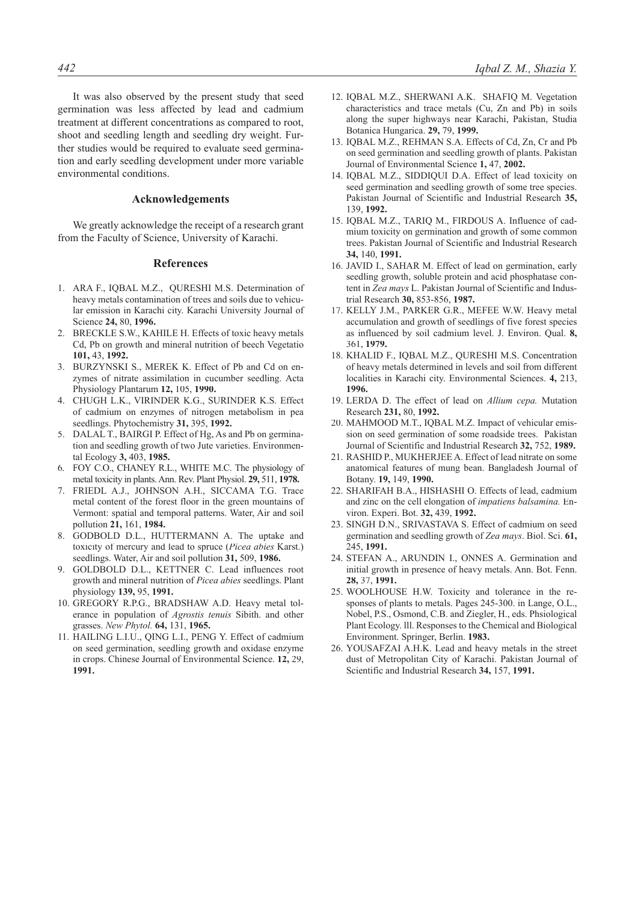It was also observed by the present study that seed germination was less affected by lead and cadmium treatment at different concentrations as compared to root, shoot and seedling length and seedling dry weight. Further studies would be required to evaluate seed germination and early seedling development under more variable environmental conditions.

## Acknowledgements

We greatly acknowledge the receipt of a research grant from the Faculty of Science, University of Karachi.

## References

1. ARA F., IQBAL M.Z., QURESHI M.S. Determination of heavy metals contamination of trees and soils due to vehicular emission in Karachi city. Karachi University Journal of Science **24,** 80, **1996.**
2. BRECKLE S.W., KAHILE H. Effects of toxic heavy metals Cd, Pb on growth and mineral nutrition of beech Vegetatio **101,** 43, **1992.**
3. BURZYNSKI S., MEREK K. Effect of Pb and Cd on enzymes of nitrate assimilation in cucumber seedling. Acta Physiology Plantarum **12,** 105, **1990.**
4. CHUGH L.K., VIRINDER K.G., SURINDER K.S. Effect of cadmium on enzymes of nitrogen metabolism in pea seedlings. Phytochemistry **31,** 395, **1992.**
5. DALAL T., BAIRGI P. Effect of Hg, As and Pb on germination and seedling growth of two Jute varieties. Environmental Ecology **3,** 403, **1985.**
6. FOY C.O., CHANEY R.L., WHITE M.C. The physiology of metal toxicity in plants. Ann. Rev. Plant Physiol. **29,** 511, **1978.**
7. FRIEDL A.J., JOHNSON A.H., SICCAMA T.G. Trace metal content of the forest floor in the green mountains of Vermont: spatial and temporal patterns. Water, Air and soil pollution **21,** 161, **1984.**
8. GODBOLD D.L., HUTTERMANN A. The uptake and toxicity of mercury and lead to spruce (*Picea abies* Karst.) seedlings. Water, Air and soil pollution **31,** 509, **1986.**
9. GOLDBOLD D.L., KETTNER C. Lead influences root growth and mineral nutrition of *Picea abies* seedlings. Plant physiology **139,** 95, **1991.**
10. GREGORY R.P.G., BRADSHAW A.D. Heavy metal tolerance in population of *Agrostis tenuis* Sibith. and other grasses. *New Phytol.* **64,** 131, **1965.**
11. HAILING L.I.U., QING L.I., PENG Y. Effect of cadmium on seed germination, seedling growth and oxidase enzyme in crops. Chinese Journal of Environmental Science. **12,** 29, **1991.**
12. IQBAL M.Z., SHERWANI A.K. SHAFIQ M. Vegetation characteristics and trace metals (Cu, Zn and Pb) in soils along the super highways near Karachi, Pakistan, Studia Botanica Hungarica. **29,** 79, **1999.**
13. IQBAL M.Z., REHMAN S.A. Effects of Cd, Zn, Cr and Pb on seed germination and seedling growth of plants. Pakistan Journal of Environmental Science **1,** 47, **2002.**
14. IQBAL M.Z., SIDDIQUI D.A. Effect of lead toxicity on seed germination and seedling growth of some tree species. Pakistan Journal of Scientific and Industrial Research **35,** 139, **1992.**
15. IQBAL M.Z., TARIQ M., FIRDOUS A. Influence of cadmium toxicity on germination and growth of some common trees. Pakistan Journal of Scientific and Industrial Research **34,** 140, **1991.**
16. JAVID I., SAHAR M. Effect of lead on germination, early seedling growth, soluble protein and acid phosphatase content in *Zea mays* L. Pakistan Journal of Scientific and Industrial Research **30,** 853-856, **1987.**
17. KELLY J.M., PARKER G.R., MEFEE W.W. Heavy metal accumulation and growth of seedlings of five forest species as influenced by soil cadmium level. J. Environ. Qual. **8,** 361, **1979.**
18. KHALID F., IQBAL M.Z., QURESHI M.S. Concentration of heavy metals determined in levels and soil from different localities in Karachi city. Environmental Sciences. **4,** 213, **1996.**
19. LERDA D. The effect of lead on *Allium cepa.* Mutation Research **231,** 80, **1992.**
20. MAHMOOD M.T., IQBAL M.Z. Impact of vehicular emission on seed germination of some roadside trees. Pakistan Journal of Scientific and Industrial Research **32,** 752, **1989.**
21. RASHID P., MUKHERJEE A. Effect of lead nitrate on some anatomical features of mung bean. Bangladesh Journal of Botany. **19,** 149, **1990.**
22. SHARIFAH B.A., HISHASHI O. Effects of lead, cadmium and zinc on the cell elongation of *impatiens balsamina.* Environ. Experi. Bot. **32,** 439, **1992.**
23. SINGH D.N., SRIVASTAVA S. Effect of cadmium on seed germination and seedling growth of *Zea mays*. Biol. Sci. **61,** 245, **1991.**
24. STEFAN A., ARUNDIN I., ONNES A. Germination and initial growth in presence of heavy metals. Ann. Bot. Fenn. **28,** 37, **1991.**
25. WOOLHOUSE H.W. Toxicity and tolerance in the responses of plants to metals. Pages 245-300. in Lange, O.L., Nobel, P.S., Osmond, C.B. and Ziegler, H., eds. Phsiological Plant Ecology. lll. Responses to the Chemical and Biological Environment. Springer, Berlin. **1983.**
26. YOUSAFZAI A.H.K. Lead and heavy metals in the street dust of Metropolitan City of Karachi. Pakistan Journal of Scientific and Industrial Research **34,** 157, **1991.**